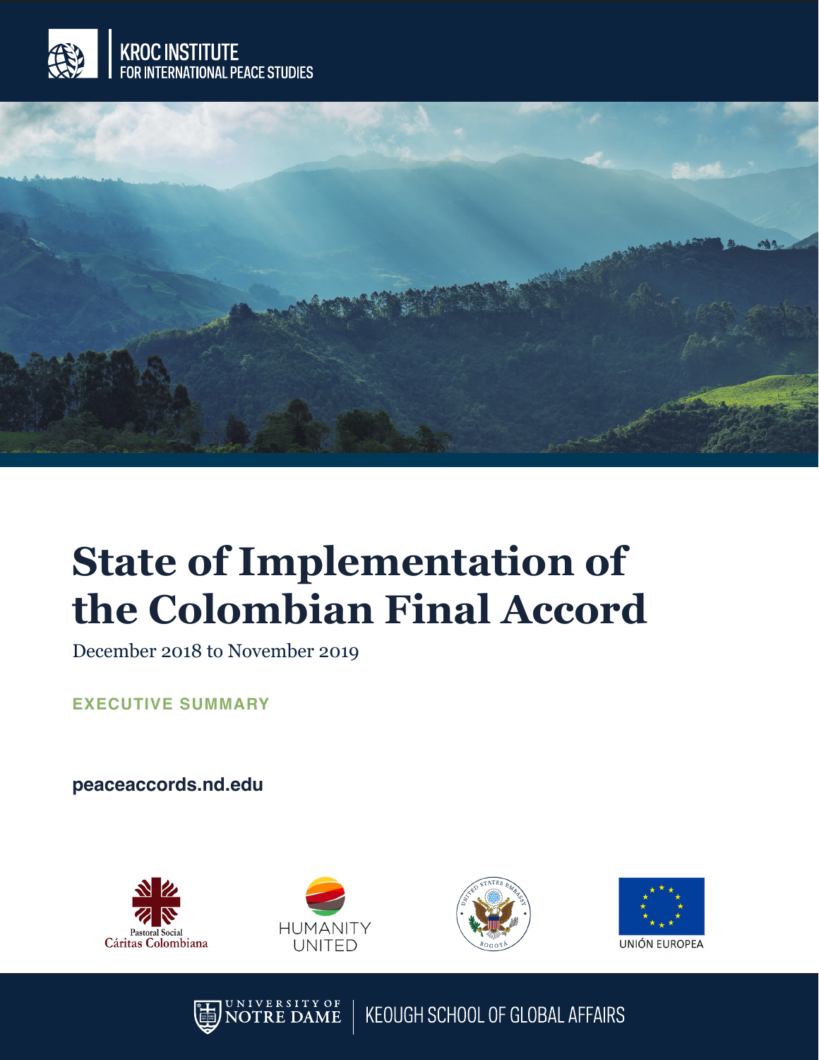KROC INSTITUTE
FOR INTERNATIONAL PEACE STUDIES

# State of Implementation of the Colombian Final Accord

December 2018 to November 2019

**EXECUTIVE SUMMARY**

**peaceaccords.nd.edu**

Pastoral Social Cáritas Colombiana

HUMANITY UNITED

UNITED STATES EMBASSY BOGOTÁ

UNIÓN EUROPEA

UNIVERSITY OF NOTRE DAME | KEOUGH SCHOOL OF GLOBAL AFFAIRS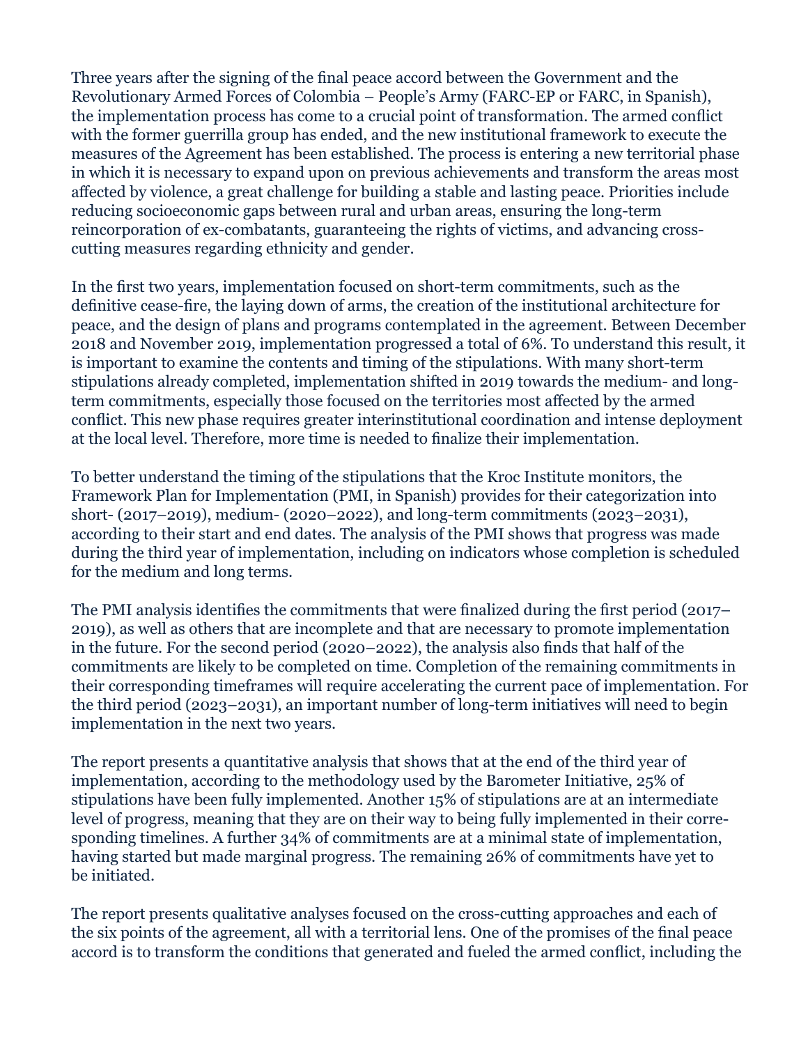Three years after the signing of the final peace accord between the Government and the Revolutionary Armed Forces of Colombia – People's Army (FARC-EP or FARC, in Spanish), the implementation process has come to a crucial point of transformation. The armed conflict with the former guerrilla group has ended, and the new institutional framework to execute the measures of the Agreement has been established. The process is entering a new territorial phase in which it is necessary to expand upon on previous achievements and transform the areas most affected by violence, a great challenge for building a stable and lasting peace. Priorities include reducing socioeconomic gaps between rural and urban areas, ensuring the long-term reincorporation of ex-combatants, guaranteeing the rights of victims, and advancing cross-cutting measures regarding ethnicity and gender.

In the first two years, implementation focused on short-term commitments, such as the definitive cease-fire, the laying down of arms, the creation of the institutional architecture for peace, and the design of plans and programs contemplated in the agreement. Between December 2018 and November 2019, implementation progressed a total of 6%. To understand this result, it is important to examine the contents and timing of the stipulations. With many short-term stipulations already completed, implementation shifted in 2019 towards the medium- and long-term commitments, especially those focused on the territories most affected by the armed conflict. This new phase requires greater interinstitutional coordination and intense deployment at the local level. Therefore, more time is needed to finalize their implementation.

To better understand the timing of the stipulations that the Kroc Institute monitors, the Framework Plan for Implementation (PMI, in Spanish) provides for their categorization into short- (2017–2019), medium- (2020–2022), and long-term commitments (2023–2031), according to their start and end dates. The analysis of the PMI shows that progress was made during the third year of implementation, including on indicators whose completion is scheduled for the medium and long terms.

The PMI analysis identifies the commitments that were finalized during the first period (2017–2019), as well as others that are incomplete and that are necessary to promote implementation in the future. For the second period (2020–2022), the analysis also finds that half of the commitments are likely to be completed on time. Completion of the remaining commitments in their corresponding timeframes will require accelerating the current pace of implementation. For the third period (2023–2031), an important number of long-term initiatives will need to begin implementation in the next two years.

The report presents a quantitative analysis that shows that at the end of the third year of implementation, according to the methodology used by the Barometer Initiative, 25% of stipulations have been fully implemented. Another 15% of stipulations are at an intermediate level of progress, meaning that they are on their way to being fully implemented in their corresponding timelines. A further 34% of commitments are at a minimal state of implementation, having started but made marginal progress. The remaining 26% of commitments have yet to be initiated.

The report presents qualitative analyses focused on the cross-cutting approaches and each of the six points of the agreement, all with a territorial lens. One of the promises of the final peace accord is to transform the conditions that generated and fueled the armed conflict, including the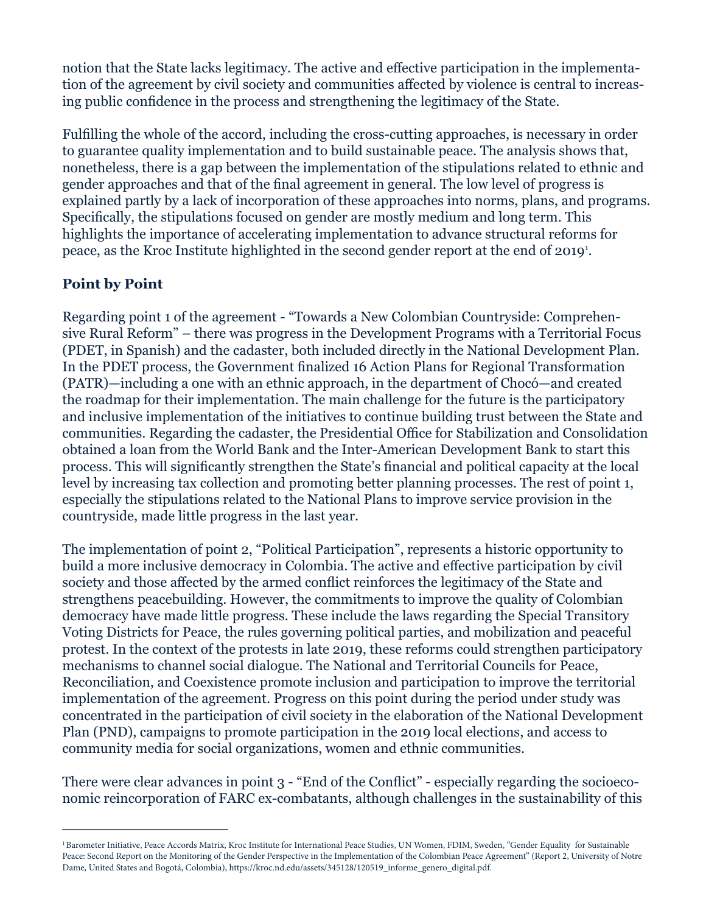notion that the State lacks legitimacy. The active and effective participation in the implementation of the agreement by civil society and communities affected by violence is central to increasing public confidence in the process and strengthening the legitimacy of the State.

Fulfilling the whole of the accord, including the cross-cutting approaches, is necessary in order to guarantee quality implementation and to build sustainable peace. The analysis shows that, nonetheless, there is a gap between the implementation of the stipulations related to ethnic and gender approaches and that of the final agreement in general. The low level of progress is explained partly by a lack of incorporation of these approaches into norms, plans, and programs. Specifically, the stipulations focused on gender are mostly medium and long term. This highlights the importance of accelerating implementation to advance structural reforms for peace, as the Kroc Institute highlighted in the second gender report at the end of 2019[1].

**Point by Point**

Regarding point 1 of the agreement - "Towards a New Colombian Countryside: Comprehensive Rural Reform" – there was progress in the Development Programs with a Territorial Focus (PDET, in Spanish) and the cadaster, both included directly in the National Development Plan. In the PDET process, the Government finalized 16 Action Plans for Regional Transformation (PATR)—including a one with an ethnic approach, in the department of Chocó—and created the roadmap for their implementation. The main challenge for the future is the participatory and inclusive implementation of the initiatives to continue building trust between the State and communities. Regarding the cadaster, the Presidential Office for Stabilization and Consolidation obtained a loan from the World Bank and the Inter-American Development Bank to start this process. This will significantly strengthen the State's financial and political capacity at the local level by increasing tax collection and promoting better planning processes. The rest of point 1, especially the stipulations related to the National Plans to improve service provision in the countryside, made little progress in the last year.

The implementation of point 2, "Political Participation", represents a historic opportunity to build a more inclusive democracy in Colombia. The active and effective participation by civil society and those affected by the armed conflict reinforces the legitimacy of the State and strengthens peacebuilding. However, the commitments to improve the quality of Colombian democracy have made little progress. These include the laws regarding the Special Transitory Voting Districts for Peace, the rules governing political parties, and mobilization and peaceful protest. In the context of the protests in late 2019, these reforms could strengthen participatory mechanisms to channel social dialogue. The National and Territorial Councils for Peace, Reconciliation, and Coexistence promote inclusion and participation to improve the territorial implementation of the agreement. Progress on this point during the period under study was concentrated in the participation of civil society in the elaboration of the National Development Plan (PND), campaigns to promote participation in the 2019 local elections, and access to community media for social organizations, women and ethnic communities.

There were clear advances in point 3 - "End of the Conflict" - especially regarding the socioeconomic reincorporation of FARC ex-combatants, although challenges in the sustainability of this

---

[1] Barometer Initiative, Peace Accords Matrix, Kroc Institute for International Peace Studies, UN Women, FDIM, Sweden, "Gender Equality for Sustainable Peace: Second Report on the Monitoring of the Gender Perspective in the Implementation of the Colombian Peace Agreement" (Report 2, University of Notre Dame, United States and Bogotá, Colombia), https://kroc.nd.edu/assets/345128/120519_informe_genero_digital.pdf.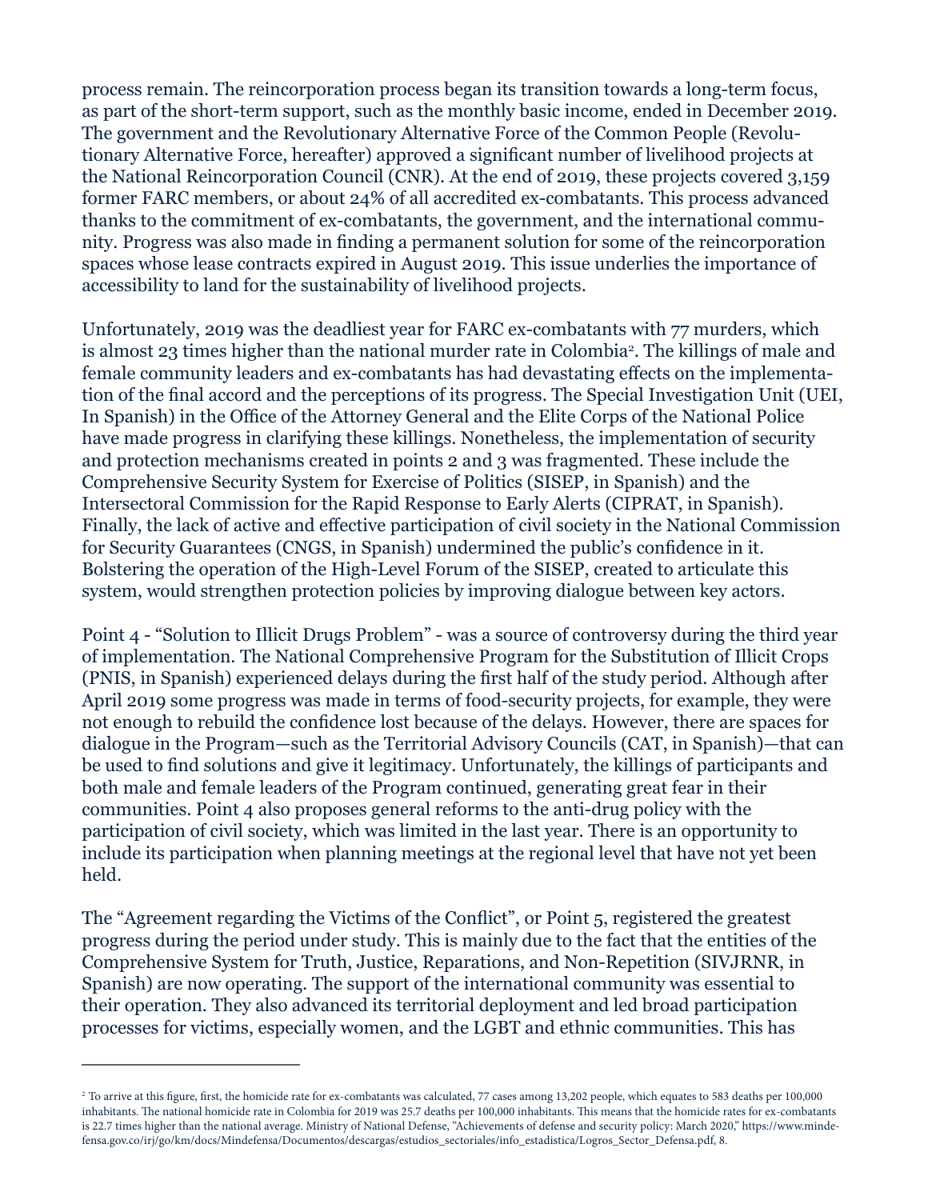process remain. The reincorporation process began its transition towards a long-term focus, as part of the short-term support, such as the monthly basic income, ended in December 2019. The government and the Revolutionary Alternative Force of the Common People (Revolutionary Alternative Force, hereafter) approved a significant number of livelihood projects at the National Reincorporation Council (CNR). At the end of 2019, these projects covered 3,159 former FARC members, or about 24% of all accredited ex-combatants. This process advanced thanks to the commitment of ex-combatants, the government, and the international community. Progress was also made in finding a permanent solution for some of the reincorporation spaces whose lease contracts expired in August 2019. This issue underlies the importance of accessibility to land for the sustainability of livelihood projects.

Unfortunately, 2019 was the deadliest year for FARC ex-combatants with 77 murders, which is almost 23 times higher than the national murder rate in Colombia[2]. The killings of male and female community leaders and ex-combatants has had devastating effects on the implementation of the final accord and the perceptions of its progress. The Special Investigation Unit (UEI, In Spanish) in the Office of the Attorney General and the Elite Corps of the National Police have made progress in clarifying these killings. Nonetheless, the implementation of security and protection mechanisms created in points 2 and 3 was fragmented. These include the Comprehensive Security System for Exercise of Politics (SISEP, in Spanish) and the Intersectoral Commission for the Rapid Response to Early Alerts (CIPRAT, in Spanish). Finally, the lack of active and effective participation of civil society in the National Commission for Security Guarantees (CNGS, in Spanish) undermined the public's confidence in it. Bolstering the operation of the High-Level Forum of the SISEP, created to articulate this system, would strengthen protection policies by improving dialogue between key actors.

Point 4 - "Solution to Illicit Drugs Problem" - was a source of controversy during the third year of implementation. The National Comprehensive Program for the Substitution of Illicit Crops (PNIS, in Spanish) experienced delays during the first half of the study period. Although after April 2019 some progress was made in terms of food-security projects, for example, they were not enough to rebuild the confidence lost because of the delays. However, there are spaces for dialogue in the Program—such as the Territorial Advisory Councils (CAT, in Spanish)—that can be used to find solutions and give it legitimacy. Unfortunately, the killings of participants and both male and female leaders of the Program continued, generating great fear in their communities. Point 4 also proposes general reforms to the anti-drug policy with the participation of civil society, which was limited in the last year. There is an opportunity to include its participation when planning meetings at the regional level that have not yet been held.

The "Agreement regarding the Victims of the Conflict", or Point 5, registered the greatest progress during the period under study. This is mainly due to the fact that the entities of the Comprehensive System for Truth, Justice, Reparations, and Non-Repetition (SIVJRNR, in Spanish) are now operating. The support of the international community was essential to their operation. They also advanced its territorial deployment and led broad participation processes for victims, especially women, and the LGBT and ethnic communities. This has

---

[2] To arrive at this figure, first, the homicide rate for ex-combatants was calculated, 77 cases among 13,202 people, which equates to 583 deaths per 100,000 inhabitants. The national homicide rate in Colombia for 2019 was 25.7 deaths per 100,000 inhabitants. This means that the homicide rates for ex-combatants is 22.7 times higher than the national average. Ministry of National Defense, "Achievements of defense and security policy: March 2020," https://www.mindefensa.gov.co/irj/go/km/docs/Mindefensa/Documentos/descargas/estudios_sectoriales/info_estadistica/Logros_Sector_Defensa.pdf, 8.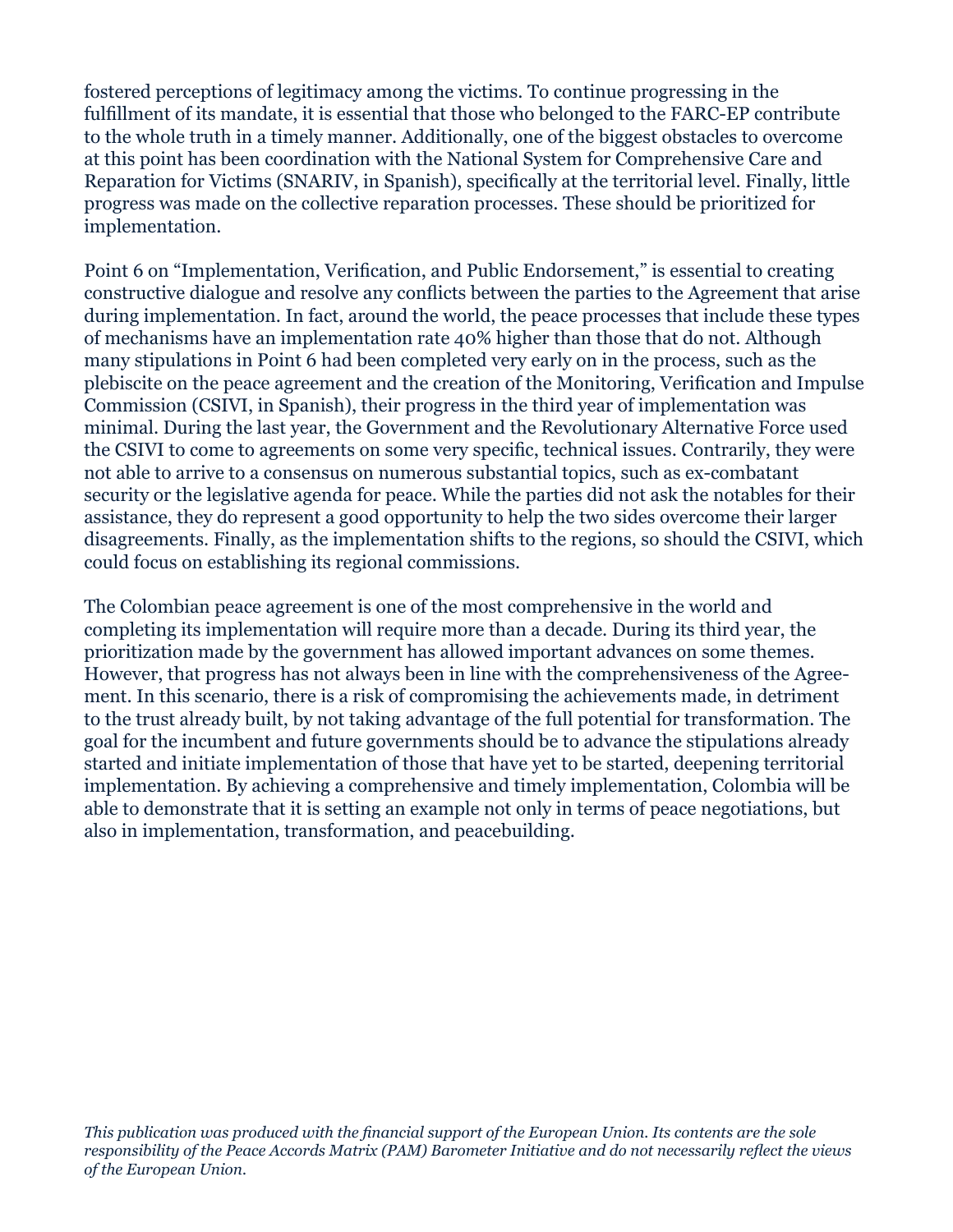fostered perceptions of legitimacy among the victims. To continue progressing in the fulfillment of its mandate, it is essential that those who belonged to the FARC-EP contribute to the whole truth in a timely manner. Additionally, one of the biggest obstacles to overcome at this point has been coordination with the National System for Comprehensive Care and Reparation for Victims (SNARIV, in Spanish), specifically at the territorial level. Finally, little progress was made on the collective reparation processes. These should be prioritized for implementation.

Point 6 on "Implementation, Verification, and Public Endorsement," is essential to creating constructive dialogue and resolve any conflicts between the parties to the Agreement that arise during implementation. In fact, around the world, the peace processes that include these types of mechanisms have an implementation rate 40% higher than those that do not. Although many stipulations in Point 6 had been completed very early on in the process, such as the plebiscite on the peace agreement and the creation of the Monitoring, Verification and Impulse Commission (CSIVI, in Spanish), their progress in the third year of implementation was minimal. During the last year, the Government and the Revolutionary Alternative Force used the CSIVI to come to agreements on some very specific, technical issues. Contrarily, they were not able to arrive to a consensus on numerous substantial topics, such as ex-combatant security or the legislative agenda for peace. While the parties did not ask the notables for their assistance, they do represent a good opportunity to help the two sides overcome their larger disagreements. Finally, as the implementation shifts to the regions, so should the CSIVI, which could focus on establishing its regional commissions.

The Colombian peace agreement is one of the most comprehensive in the world and completing its implementation will require more than a decade. During its third year, the prioritization made by the government has allowed important advances on some themes. However, that progress has not always been in line with the comprehensiveness of the Agreement. In this scenario, there is a risk of compromising the achievements made, in detriment to the trust already built, by not taking advantage of the full potential for transformation. The goal for the incumbent and future governments should be to advance the stipulations already started and initiate implementation of those that have yet to be started, deepening territorial implementation. By achieving a comprehensive and timely implementation, Colombia will be able to demonstrate that it is setting an example not only in terms of peace negotiations, but also in implementation, transformation, and peacebuilding.

*This publication was produced with the financial support of the European Union. Its contents are the sole responsibility of the Peace Accords Matrix (PAM) Barometer Initiative and do not necessarily reflect the views of the European Union.*